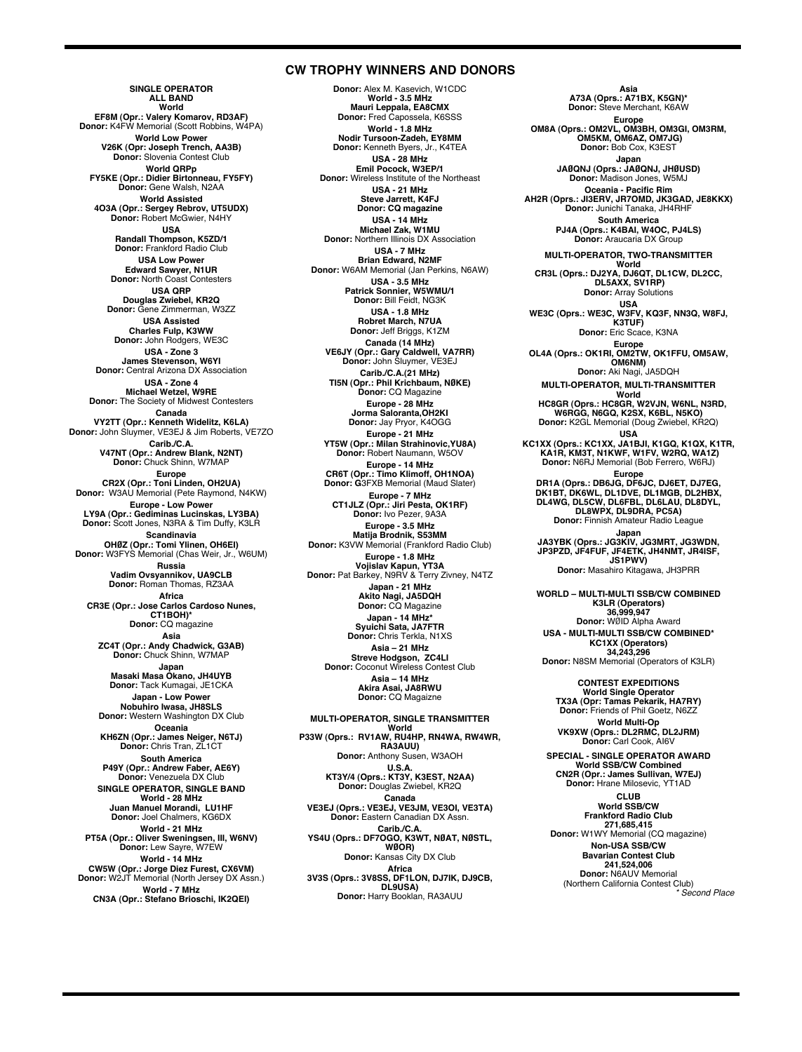# CW TROPHY WINNERS AND DONORS

**SINGLE OPERATOR**
**ALL BAND**

**World**
**EF8M (Opr.: Valery Komarov, RD3AF)**
**Donor:** K4FW Memorial (Scott Robbins, W4PA)

**World Low Power**
**V26K (Opr: Joseph Trench, AA3B)**
**Donor:** Slovenia Contest Club

**World QRPp**
**FY5KE (Opr.: Didier Birtonneau, FY5FY)**
**Donor:** Gene Walsh, N2AA

**World Assisted**
**4O3A (Opr.: Sergey Rebrov, UT5UDX)**
**Donor:** Robert McGwier, N4HY

**USA**
**Randall Thompson, K5ZD/1**
**Donor:** Frankford Radio Club

**USA Low Power**
**Edward Sawyer, N1UR**
**Donor:** North Coast Contesters

**USA QRP**
**Douglas Zwiebel, KR2Q**
**Donor:** Gene Zimmerman, W3ZZ

**USA Assisted**
**Charles Fulp, K3WW**
**Donor:** John Rodgers, WE3C

**USA - Zone 3**
**James Stevenson, W6YI**
**Donor:** Central Arizona DX Association

**USA - Zone 4**
**Michael Wetzel, W9RE**
**Donor:** The Society of Midwest Contesters

**Canada**
**VY2TT (Opr.: Kenneth Widelitz, K6LA)**
**Donor:** John Sluymer, VE3EJ & Jim Roberts, VE7ZO

**Carib./C.A.**
**V47NT (Opr.: Andrew Blank, N2NT)**
**Donor:** Chuck Shinn, W7MAP

**Europe**
**CR2X (Opr.: Toni Linden, OH2UA)**
**Donor:** W3AU Memorial (Pete Raymond, N4KW)

**Europe - Low Power**
**LY9A (Opr.: Gediminas Lucinskas, LY3BA)**
**Donor:** Scott Jones, N3RA & Tim Duffy, K3LR

**Scandinavia**
**OHØZ (Opr.: Tomi Ylinen, OH6EI)**
**Donor:** W3FYS Memorial (Chas Weir, Jr., W6UM)

**Russia**
**Vadim Ovsyannikov, UA9CLB**
**Donor:** Roman Thomas, RZ3AA

**Africa**
**CR3E (Opr.: Jose Carlos Cardoso Nunes, CT1BOH)***
**Donor:** CQ magazine

**Asia**
**ZC4T (Opr.: Andy Chadwick, G3AB)**
**Donor:** Chuck Shinn, W7MAP

**Japan**
**Masaki Masa Okano, JH4UYB**
**Donor:** Tack Kumagai, JE1CKA

**Japan - Low Power**
**Nobuhiro Iwasa, JH8SLS**
**Donor:** Western Washington DX Club

**Oceania**
**KH6ZN (Opr.: James Neiger, N6TJ)**
**Donor:** Chris Tran, ZL1CT

**South America**
**P49Y (Opr.: Andrew Faber, AE6Y)**
**Donor:** Venezuela DX Club

**SINGLE OPERATOR, SINGLE BAND**

**World - 28 MHz**
**Juan Manuel Morandi, LU1HF**
**Donor:** Joel Chalmers, KG6DX

**World - 21 MHz**
**PT5A (Opr.: Oliver Sweningsen, III, W6NV)**
**Donor:** Lew Sayre, W7EW

**World - 14 MHz**
**CW5W (Opr.: Jorge Diez Furest, CX6VM)**
**Donor:** W2JT Memorial (North Jersey DX Assn.)

**World - 7 MHz**
**CN3A (Opr.: Stefano Brioschi, IK2QEI)**
**Donor:** Alex M. Kasevich, W1CDC

**World - 3.5 MHz**
**Mauri Leppala, EA8CMX**
**Donor:** Fred Capossela, K6SSS

**World - 1.8 MHz**
**Nodir Tursoon-Zadeh, EY8MM**
**Donor:** Kenneth Byers, Jr., K4TEA

**USA - 28 MHz**
**Emil Pocock, W3EP/1**
**Donor:** Wireless Institute of the Northeast

**USA - 21 MHz**
**Steve Jarrett, K4FJ**
**Donor: CQ magazine**

**USA - 14 MHz**
**Michael Zak, W1MU**
**Donor:** Northern Illinois DX Association

**USA - 7 MHz**
**Brian Edward, N2MF**
**Donor:** W6AM Memorial (Jan Perkins, N6AW)

**USA - 3.5 MHz**
**Patrick Sonnier, W5WMU/1**
**Donor:** Bill Feidt, NG3K

**USA - 1.8 MHz**
**Robret March, N7UA**
**Donor:** Jeff Briggs, K1ZM

**Canada (14 MHz)**
**VE6JY (Opr.: Gary Caldwell, VA7RR)**
**Donor:** John Sluymer, VE3EJ

**Carib./C.A.(21 MHz)**
**TI5N (Opr.: Phil Krichbaum, NØKE)**
**Donor:** CQ Magazine

**Europe - 28 MHz**
**Jorma Saloranta,OH2KI**
**Donor:** Jay Pryor, K4OGG

**Europe - 21 MHz**
**YT5W (Opr.: Milan Strahinovic,YU8A)**
**Donor:** Robert Naumann, W5OV

**Europe - 14 MHz**
**CR6T (Opr.: Timo Klimoff, OH1NOA)**
**Donor: G**3FXB Memorial (Maud Slater)

**Europe - 7 MHz**
**CT1JLZ (Opr.: Jiri Pesta, OK1RF)**
**Donor:** Ivo Pezer, 9A3A

**Europe - 3.5 MHz**
**Matija Brodnik, S53MM**
**Donor:** K3VW Memorial (Frankford Radio Club)

**Europe - 1.8 MHz**
**Vojislav Kapun, YT3A**
**Donor:** Pat Barkey, N9RV & Terry Zivney, N4TZ

**Japan - 21 MHz**
**Akito Nagi, JA5DQH**
**Donor:** CQ Magazine

**Japan - 14 MHz***
**Syuichi Sata, JA7FTR**
**Donor:** Chris Terkla, N1XS

**Asia – 21 MHz**
**Streve Hodgson, ZC4LI**
**Donor:** Coconut Wireless Contest Club

**Asia – 14 MHz**
**Akira Asai, JA8RWU**
**Donor:** CQ Magaizne

**MULTI-OPERATOR, SINGLE TRANSMITTER**

**World**
**P33W (Oprs.: RV1AW, RU4HP, RN4WA, RW4WR, RA3AUU)**
**Donor:** Anthony Susen, W3AOH

**U.S.A.**
**KT3Y/4 (Oprs.: KT3Y, K3EST, N2AA)**
**Donor:** Douglas Zwiebel, KR2Q

**Canada**
**VE3EJ (Oprs.: VE3EJ, VE3JM, VE3OI, VE3TA)**
**Donor:** Eastern Canadian DX Assn.

**Carib./C.A.**
**YS4U (Oprs.: DF7OGO, K3WT, NØAT, NØSTL, WØOR)**
**Donor:** Kansas City DX Club

**Africa**
**3V3S (Oprs.: 3V8SS, DF1LON, DJ7IK, DJ9CB, DL9USA)**
**Donor:** Harry Booklan, RA3AUU

**Asia**
**A73A (Oprs.: A71BX, K5GN)***
**Donor:** Steve Merchant, K6AW

**Europe**
**OM8A (Oprs.: OM2VL, OM3BH, OM3GI, OM3RM, OM5KM, OM6AZ, OM7JG)**
**Donor:** Bob Cox, K3EST

**Japan**
**JAØQNJ (Oprs.: JAØQNJ, JHØUSD)**
**Donor:** Madison Jones, W5MJ

**Oceania - Pacific Rim**
**AH2R (Oprs.: JI3ERV, JR7OMD, JK3GAD, JE8KKX)**
**Donor:** Junichi Tanaka, JH4RHF

**South America**
**PJ4A (Oprs.: K4BAI, W4OC, PJ4LS)**
**Donor:** Araucaria DX Group

**MULTI-OPERATOR, TWO-TRANSMITTER**

**World**
**CR3L (Oprs.: DJ2YA, DJ6QT, DL1CW, DL2CC, DL5AXX, SV1RP)**
**Donor:** Array Solutions

**USA**
**WE3C (Oprs.: WE3C, W3FV, KQ3F, NN3Q, W8FJ, K3TUF)**
**Donor:** Eric Scace, K3NA

**Europe**
**OL4A (Oprs.: OK1RI, OM2TW, OK1FFU, OM5AW, OM6NM)**
**Donor:** Aki Nagi, JA5DQH

**MULTI-OPERATOR, MULTI-TRANSMITTER**

**World**
**HC8GR (Oprs.: HC8GR, W2VJN, W6NL, N3RD, W6RGG, N6GQ, K2SX, K6BL, N5KO)**
**Donor:** K2GL Memorial (Doug Zwiebel, KR2Q)

**USA**
**KC1XX (Oprs.: KC1XX, JA1BJI, K1GQ, K1QX, K1TR, KA1R, KM3T, N1KWF, W1FV, W2RQ, WA1Z)**
**Donor:** N6RJ Memorial (Bob Ferrero, W6RJ)

**Europe**
**DR1A (Oprs.: DB6JG, DF6JC, DJ6ET, DJ7EG, DK1BT, DK6WL, DL1DVE, DL1MGB, DL2HBX, DL4WG, DL5CW, DL6FBL, DL6LAU, DL8DYL, DL8WPX, DL9DRA, PC5A)**
**Donor:** Finnish Amateur Radio League

**Japan**
**JA3YBK (Oprs.: JG3KIV, JG3MRT, JG3WDN, JP3PZD, JF4FUF, JF4ETK, JH4NMT, JR4ISF, JS1PWV)**
**Donor:** Masahiro Kitagawa, JH3PRR

**WORLD – MULTI-MULTI SSB/CW COMBINED**
**K3LR (Operators)**
**36,999,947**
**Donor:** WØID Alpha Award

**USA - MULTI-MULTI SSB/CW COMBINED***
**KC1XX (Operators)**
**34,243,296**
**Donor:** N8SM Memorial (Operators of K3LR)

**CONTEST EXPEDITIONS**

**World Single Operator**
**TX3A (Opr: Tamas Pekarik, HA7RY)**
**Donor:** Friends of Phil Goetz, N6ZZ

**World Multi-Op**
**VK9XW (Oprs.: DL2RMC, DL2JRM)**
**Donor:** Carl Cook, AI6V

**SPECIAL - SINGLE OPERATOR AWARD**
**World SSB/CW Combined**
**CN2R (Opr.: James Sullivan, W7EJ)**
**Donor:** Hrane Milosevic, YT1AD

**CLUB**

**World SSB/CW**
**Frankford Radio Club**
**271,685,415**
**Donor:** W1WY Memorial (CQ magazine)

**Non-USA SSB/CW**
**Bavarian Contest Club**
**241,524,006**
**Donor:** N6AUV Memorial
(Northern California Contest Club)

*\* Second Place*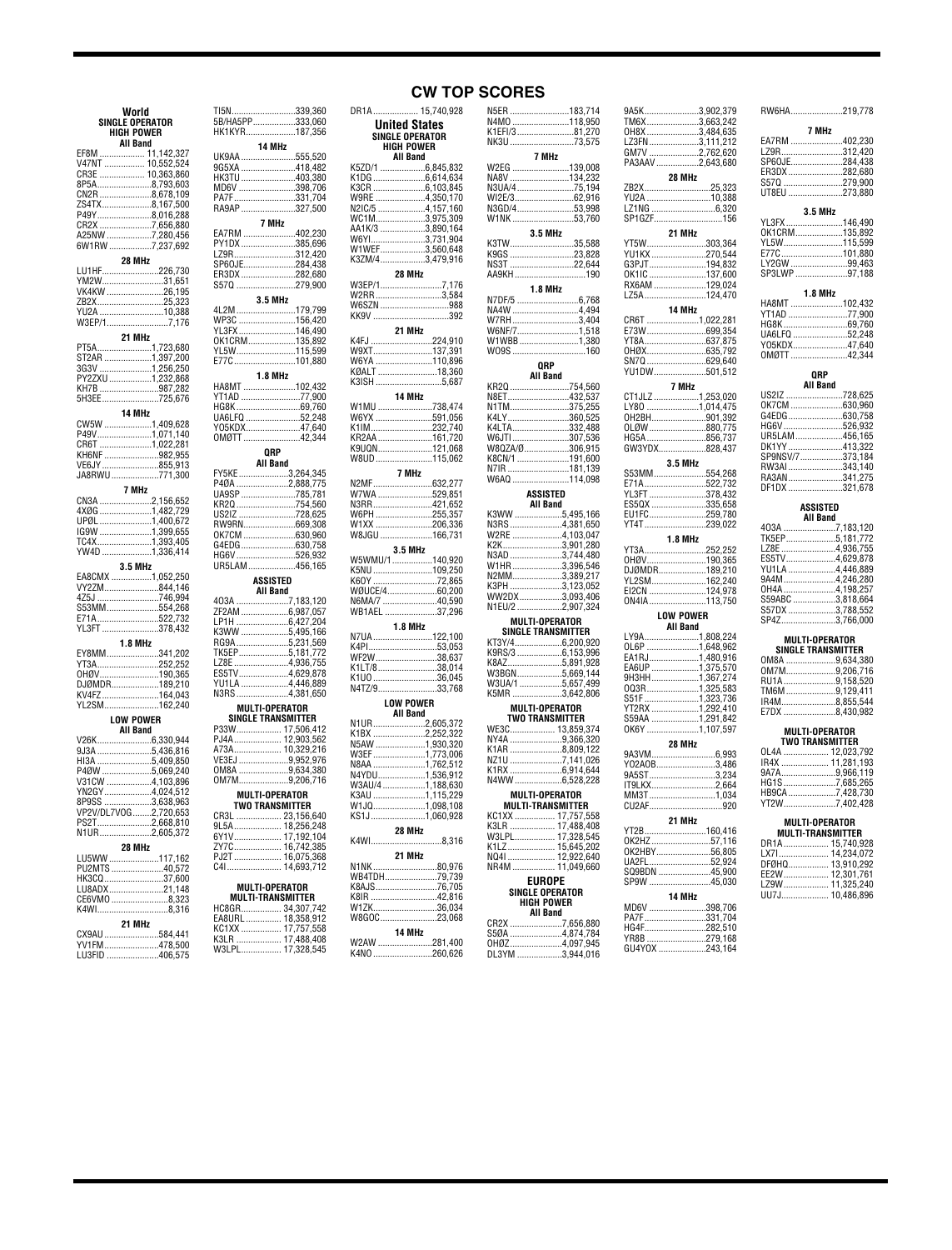# CW TOP SCORES

## World

### SINGLE OPERATOR HIGH POWER

**All Band**

EF8M ................... 11,142,327
V47NT ................. 10,552,524
CR3E .................. 10,363,860
8P5A .......................8,793,603
CN2R .......................8,678,109
ZS4TX.......................8,167,500
P49Y.........................8,016,288
CR2X .......................7,656,880
A25NW ....................7,280,456
6W1RW ...................7,237,692

**28 MHz**

LU1HF..........................226,730
YM2W..............................31,651
VK4KW ...........................26,195
ZB2X...............................25,323
YU2A ..............................10,388
W3EP/1.............................7,176

**21 MHz**

PT5A........................1,723,680
ST2AR .....................1,397,200
3G3V .......................1,256,250
PY2ZXU ..................1,232,868
KH7B ..........................987,282
5H3EE.........................725,676

**14 MHz**

CW5W ......................1,409,628
P49V..........................1,071,140
CR6T .........................1,022,281
KH6NF ..........................982,955
VE6JY ..........................855,913
JA8RWU ......................771,300

**7 MHz**

CN3A .........................2,156,652
4XØG .........................1,482,729
UPØL ..........................1,400,672
IG9W ..........................1,399,655
TC4X...........................1,393,405
YW4D .........................1,336,414

**3.5 MHz**

EA8CMX ....................1,052,250
VY2ZM............................844,146
4Z5J ...............................746,994
S53MM...........................554,268
E71A...............................522,732
YL3FT .............................378,432

**1.8 MHz**

EY8MM...........................341,202
YT3A...............................252,252
OHØV..............................190,365
DJØMDR..........................189,210
KV4FZ.............................164,043
YL2SM.............................162,240

### LOW POWER

**All Band**

V26K..........................6,330,944
9J3A ..........................5,436,816
HI3A ..........................5,409,850
P4ØW ........................5,069,240
V31CW ......................4,103,896
YN2GY ......................4,024,512
8P9SS .......................3,638,963
VP2V/DL7VOG........2,720,653
PS2T.........................2,668,810
N1UR.........................2,605,372

**28 MHz**

LU5WW ........................117,162
PU2MTS .........................40,572
HK3CQ............................37,600
LU8ADX...........................21,148
CE6VMO ...........................8,323
K4WI..................................8,316

**21 MHz**

CX9AU ...........................584,441
YV1FM............................478,500
LU3FID ...........................406,575
TI5N...............................339,360
5B/HA5PP ......................333,060
HK1KYR.........................187,356

**14 MHz**

UK9AA ...........................555,520
9G5XA ...........................418,482
HK3TU ...........................403,380
MD6V .............................398,706
PA7F...............................331,704
RA9AP ...........................327,500

**7 MHz**

EA7RM ...........................402,230
PY1DX ...........................385,696
LZ9R...............................312,420
SP6OJE...........................284,438
ER3DX ...........................282,680
S57Q ..............................279,900

**3.5 MHz**

4L2M ..............................179,799
WP3C .............................156,420
YL3FX .............................146,490
OK1CRM.........................135,892
YL5W..............................115,599
E77C ...............................101,880

**1.8 MHz**

HA8MT ...........................102,432
YT1AD ...............................77,900
HG8K.................................69,760
UA6LFQ ............................52,248
YO5KDX............................47,640
OMØTT .............................42,344

### QRP

**All Band**

FY5KE.........................3,264,345
P4ØA ..........................2,888,775
UA9SP ...........................785,781
KR2Q.............................754,560
US2IZ ............................728,625
RW9RN..........................669,308
OK7CM ..........................630,960
G4EDG ...........................630,758
HG6V .............................526,932
UR5LAM.........................456,165

### ASSISTED

**All Band**

4O3A ..........................7,183,120
ZF2AM ........................6,987,057
LP1H ...........................6,427,204
K3WW .........................5,495,166
RG9A ...........................5,231,569
TK5EP .........................5,181,772
LZ8E ............................4,936,755
ES5TV .........................4,629,878
YU1LA .........................4,446,889
N3RS ...........................4,381,650

### MULTI-OPERATOR SINGLE TRANSMITTER

P33W.......................... 17,506,412
PJ4A .......................... 12,903,562
A73A.......................... 10,329,216
VE3EJ ..........................9,952,976
OM8A ..........................9,634,380
OM7M..........................9,206,716

### MULTI-OPERATOR TWO TRANSMITTER

CR3L ......................... 23,156,640
9L5A ......................... 18,256,248
6Y1V.......................... 17,192,104
ZY7C.......................... 16,742,385
PJ2T .......................... 16,075,368
C4I............................. 14,693,712

### MULTI-OPERATOR MULTI-TRANSMITTER

HC8GR....................... 34,307,742
EA8URL ..................... 18,358,912
KC1XX ...................... 17,757,558
K3LR ......................... 17,488,408
W3LPL....................... 17,328,545
DR1A ......................... 15,740,928

## United States

### SINGLE OPERATOR HIGH POWER

**All Band**

K5ZD/1 ......................6,845,832
K1DG .........................6,614,634
K3CR ..........................6,103,845
W9RE .........................4,350,170
N2IC/5 .......................4,157,160
WC1M........................3,975,309
AA1K/3 ......................3,890,164
W6YI..........................3,731,904
W1WEF......................3,560,648
K3ZM/4......................3,479,916

**28 MHz**

W3EP/1.............................7,176
W2RR ...............................3,584
W6SZN ................................988
KK9V ....................................392

**21 MHz**

K4FJ ...............................224,910
W9XT ..............................137,391
W6YA .............................110,896
KØALT ..............................18,360
K3ISH .................................5,687

**14 MHz**

W1MU .............................738,474
W6YX .............................591,056
K1IM................................232,740
KR2AA ............................161,720
K9UQN............................121,068
W8UD ..............................115,062

**7 MHz**

N2MF...............................632,277
W7WA .............................529,851
N3RR ...............................421,652
W6PH ..............................255,357
W1XX ..............................206,336
W8JGU ............................166,731

**3.5 MHz**

W5WMU/1 ......................140,920
K5NU ...............................109,250
K6OY .................................72,865
WØUCE/4..........................60,200
N6MA/7 .............................40,590
WB1AEL ............................37,296

**1.8 MHz**

N7UA ...............................122,100
K4PI...................................53,053
WF2W................................38,637
K1LT/8 ..............................38,014
K1UO .................................36,045
N4TZ/9..............................33,768

### LOW POWER

**All Band**

N1UR.........................2,605,372
K1BX .........................2,252,322
N5AW ........................1,930,320
W3EF .........................1,773,006
N8AA .........................1,762,512
N4YDU.......................1,536,912
W3AU/4 .....................1,188,630
K3AU .........................1,115,229
W1JQ.........................1,098,108
KS1J ..........................1,060,928

**28 MHz**

K4WI..................................8,316

**21 MHz**

N1NK .................................80,976
WB4TDH...........................79,739
K8AJS................................76,705
K8IR ..................................42,816
W1ZK.................................36,034
W8GOC.............................23,068

**14 MHz**

W2AW .............................281,400
K4NO ...............................260,626
N5ER ...............................183,714
N4MO ..............................118,950
K1EFI/3 .............................81,270
NK3U .................................73,575

**7 MHz**

W2EG ..............................139,008
NA8V ...............................134,232
N3UA/4 ..............................75,194
WI2E/3...............................62,916
N3GD/4..............................53,998
W1NK ................................53,760

**3.5 MHz**

K3TW.................................35,588
K9GS .................................23,828
NS3T .................................22,644
AA9KH ....................................190

**1.8 MHz**

N7DF/5 ...............................6,768
NA4W .................................4,494
W7RH .................................3,404
W6NF/7..............................1,518
W1WBB .............................1,380
WO9S ....................................160

### QRP

**All Band**

KR2Q...............................754,560
N8ET................................432,537
N1TM...............................375,255
K4LY ...............................360,525
K4LTA..............................332,488
W6JTI ..............................307,536
W8QZA/Ø........................306,915
K8CN/1 ...........................191,600
N7IR ................................181,139
W6AQ .............................114,098

### ASSISTED

**All Band**

K3WW .........................5,495,166
N3RS ...........................4,381,650
W2RE ..........................4,103,047
K2K..............................3,901,280
N3AD ..........................3,744,480
W1HR ..........................3,396,546
N2MM..........................3,389,217
K3PH ...........................3,123,052
WW2DX.......................3,093,406
N1EU/2 ........................2,907,324

### MULTI-OPERATOR SINGLE TRANSMITTER

KT3Y/4.........................6,200,920
K9RS/3 ........................6,153,996
K8AZ ...........................5,891,928
W3BGN........................5,669,144
W3UA/1 .......................5,657,499
K5MR ..........................3,642,806

### MULTI-OPERATOR TWO TRANSMITTER

WE3C......................... 13,859,374
NY4A ...........................9,366,320
K1AR ...........................8,809,122
NZ1U ...........................7,141,026
K1RX ...........................6,914,644
N4WW .........................6,528,228

### MULTI-OPERATOR MULTI-TRANSMITTER

KC1XX ...................... 17,757,558
K3LR ......................... 17,488,408
W3LPL....................... 17,328,545
K1LZ .......................... 15,645,202
NQ4I .......................... 12,922,640
NR4M ........................ 11,049,660

## EUROPE

### SINGLE OPERATOR HIGH POWER

**All Band**

CR2X ...........................7,656,880
S5ØA ...........................4,874,784
OHØZ...........................4,097,945
DL3YM ........................3,944,016
9A5K............................3,902,379
TM6X ...........................3,663,242
OH8X ...........................3,484,635
LZ3FN ..........................3,111,212
GM7V ..........................2,762,620
PA3AAV ......................2,643,680

**28 MHz**

ZB2X...............................25,323
YU2A ..............................10,388
LZ1NG ..............................6,320
SP1GZF.................................156

**21 MHz**

YT5W.............................303,364
YU1KX ...........................270,544
G3PJT ............................194,832
OK1IC ............................137,600
RX6AM ..........................129,024
LZ5A..............................124,470

**14 MHz**

CR6T ..........................1,022,281
E73W.............................699,354
YT8A..............................637,875
OHØX.............................635,792
SN7Q.............................629,640
YU1DW..........................501,512

**7 MHz**

CT1JLZ .......................1,253,020
LY8O ..........................1,014,475
OH2BH............................901,392
OLØW.............................880,775
HG5A..............................856,737
GW3YDX.........................828,437

**3.5 MHz**

S53MM...........................554,268
E71A...............................522,732
YL3FT .............................378,432
ES5QX ............................335,658
EU1FC.............................259,780
YT4T...............................239,022

**1.8 MHz**

YT3A...............................252,252
OHØV..............................190,365
DJØMDR..........................189,210
YL2SM.............................162,240
EI2CN .............................124,978
ON4IA .............................113,750

### LOW POWER

**All Band**

LY9A.........................1,808,224
OL6P .........................1,648,962
EA1RJ........................1,480,916
EA6UP .......................1,375,570
9H3HH .......................1,367,274
OQ3R.........................1,325,583
S51F ..........................1,323,736
YT2RX .......................1,292,410
S59AA .......................1,291,842
OK6Y .........................1,107,597

**28 MHz**

9A3VM..............................6,993
YO2AOB...........................3,486
9A5ST ...............................3,234
IT9LKX..............................2,664
MM3T ...............................1,034
CU2AF....................................920

**21 MHz**

YT2B..............................160,416
OK2HZ..............................57,116
OK2HBY...........................56,805
UA2FL...............................52,924
SQ9BDN ...........................45,900
SP9W ................................45,030

**14 MHz**

MD6V .............................398,706
PA7F...............................331,704
HG4F...............................282,510
YR8B ..............................279,168
GU4YOX .........................243,164
RW6HA...........................219,778

**7 MHz**

EA7RM ...........................402,230
LZ9R...............................312,420
SP6OJE...........................284,438
ER3DX ...........................282,680
S57Q ..............................279,900
UT8EU ...........................273,880

**3.5 MHz**

YL3FX .............................146,490
OK1CRM.........................135,892
YL5W..............................115,599
E77C ...............................101,880
LY2GW ..............................99,463
SP3LWP ...........................97,188

**1.8 MHz**

HA8MT ...........................102,432
YT1AD ...............................77,900
HG8K.................................69,760
UA6LFQ ............................52,248
YO5KDX............................47,640
OMØTT .............................42,344

### QRP

**All Band**

US2IZ ............................728,625
OK7CM ..........................630,960
G4EDG ...........................630,758
HG6V .............................526,932
UR5LAM.........................456,165
DK1YY ...........................413,322
SP9NSV/7.......................373,184
RW3AI ............................343,140
RA3AN ...........................341,275
DF1DX ...........................321,678

### ASSISTED

**All Band**

4O3A ..........................7,183,120
TK5EP .........................5,181,772
LZ8E ............................4,936,755
ES5TV .........................4,629,878
YU1LA .........................4,446,889
9A4M ...........................4,246,280
OH4A ...........................4,198,257
S59ABC .......................3,818,664
S57DX .........................3,788,552
SP4Z............................3,766,000

### MULTI-OPERATOR SINGLE TRANSMITTER

OM8A ..........................9,634,380
OM7M..........................9,206,716
RU1A ...........................9,158,520
TM6M ..........................9,129,411
IR4M............................8,855,544
E7DX ...........................8,430,982

### MULTI-OPERATOR TWO TRANSMITTER

OL4A ......................... 12,023,792
IR4X .......................... 11,281,193
9A7A............................9,966,119
HG1S ...........................7,685,265
HB9CA .........................7,428,730
YT2W...........................7,402,428

### MULTI-OPERATOR MULTI-TRANSMITTER

DR1A ......................... 15,740,928
LX7I .......................... 14,234,072
DFØHQ...................... 13,910,292
EE2W......................... 12,301,761
LZ9W......................... 11,325,240
UU7J.......................... 10,486,896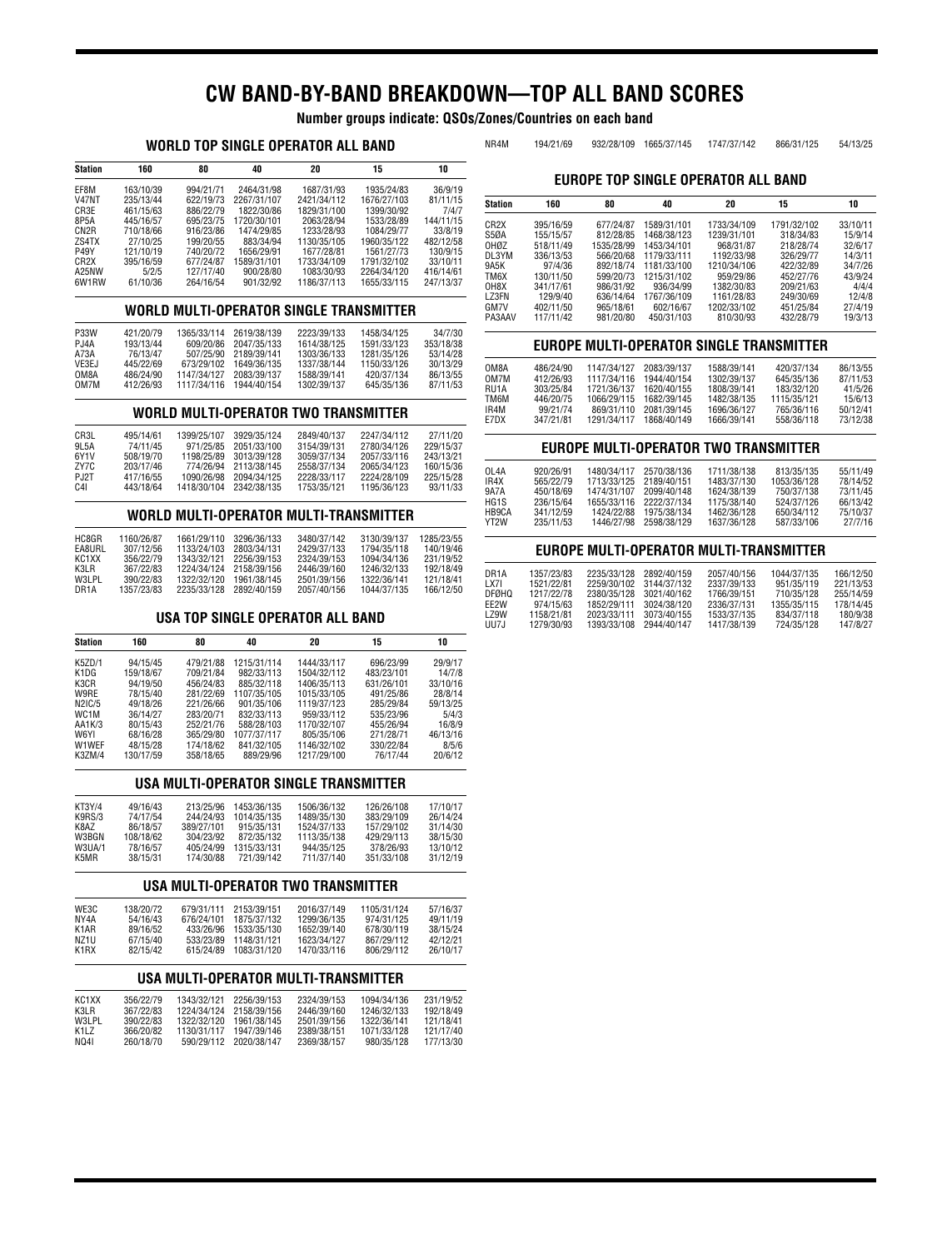# CW BAND-BY-BAND BREAKDOWN—TOP ALL BAND SCORES

**Number groups indicate: QSOs/Zones/Countries on each band**

## WORLD TOP SINGLE OPERATOR ALL BAND

| Station | 160 | 80 | 40 | 20 | 15 | 10 |
|---|---|---|---|---|---|---|
| EF8M | 163/10/39 | 994/21/71 | 2464/31/98 | 1687/31/93 | 1935/24/83 | 36/9/19 |
| V47NT | 235/13/44 | 622/19/73 | 2267/31/107 | 2421/34/112 | 1676/27/103 | 81/11/15 |
| CR3E | 461/15/63 | 886/22/79 | 1822/30/86 | 1829/31/100 | 1399/30/92 | 7/4/7 |
| 8P5A | 445/16/57 | 695/23/75 | 1720/30/101 | 2063/28/94 | 1533/28/89 | 144/11/15 |
| CN2R | 710/18/66 | 916/23/86 | 1474/29/85 | 1233/28/93 | 1084/29/77 | 33/8/19 |
| ZS4TX | 27/10/25 | 199/20/55 | 883/34/94 | 1130/35/105 | 1960/35/122 | 482/12/58 |
| P49Y | 121/10/19 | 740/20/72 | 1656/29/91 | 1677/28/81 | 1561/27/73 | 130/9/15 |
| CR2X | 395/16/59 | 677/24/87 | 1589/31/101 | 1733/34/109 | 1791/32/102 | 33/10/11 |
| A25NW | 5/2/5 | 127/17/40 | 900/28/80 | 1083/30/93 | 2264/34/120 | 416/14/61 |
| 6W1RW | 61/10/36 | 264/16/54 | 901/32/92 | 1186/37/113 | 1655/33/115 | 247/13/37 |

## WORLD MULTI-OPERATOR SINGLE TRANSMITTER

| Station | 160 | 80 | 40 | 20 | 15 | 10 |
|---|---|---|---|---|---|---|
| P33W | 421/20/79 | 1365/33/114 | 2619/38/139 | 2223/39/133 | 1458/34/125 | 34/7/30 |
| PJ4A | 193/13/44 | 609/20/86 | 2047/35/133 | 1614/38/125 | 1591/33/123 | 353/18/38 |
| A73A | 76/13/47 | 507/25/90 | 2189/39/141 | 1303/36/133 | 1281/35/126 | 53/14/28 |
| VE3EJ | 445/22/69 | 673/29/102 | 1649/36/135 | 1337/38/144 | 1150/33/126 | 30/13/29 |
| OM8A | 486/24/90 | 1147/34/127 | 2083/39/137 | 1588/39/141 | 420/37/134 | 86/13/55 |
| OM7M | 412/26/93 | 1117/34/116 | 1944/40/154 | 1302/39/137 | 645/35/136 | 87/11/53 |

## WORLD MULTI-OPERATOR TWO TRANSMITTER

| Station | 160 | 80 | 40 | 20 | 15 | 10 |
|---|---|---|---|---|---|---|
| CR3L | 495/14/61 | 1399/25/107 | 3929/35/124 | 2849/40/137 | 2247/34/112 | 27/11/20 |
| 9L5A | 74/11/45 | 971/25/85 | 2051/33/100 | 3154/39/131 | 2780/34/126 | 229/15/37 |
| 6Y1V | 508/19/70 | 1198/25/89 | 3013/39/128 | 3059/37/134 | 2057/33/116 | 243/13/21 |
| ZY7C | 203/17/46 | 774/26/94 | 2113/38/145 | 2558/37/134 | 2065/34/123 | 160/15/36 |
| PJ2T | 417/16/55 | 1090/26/98 | 2094/34/125 | 2228/33/117 | 2224/28/109 | 225/15/28 |
| C4I | 443/18/64 | 1418/30/104 | 2342/38/135 | 1753/35/121 | 1195/36/123 | 93/11/33 |

## WORLD MULTI-OPERATOR MULTI-TRANSMITTER

| Station | 160 | 80 | 40 | 20 | 15 | 10 |
|---|---|---|---|---|---|---|
| HC8GR | 1160/26/87 | 1661/29/110 | 3296/36/133 | 3480/37/142 | 3130/39/137 | 1285/23/55 |
| EA8URL | 307/12/56 | 1133/24/103 | 2803/34/131 | 2429/37/133 | 1794/35/118 | 140/19/46 |
| KC1XX | 356/22/79 | 1343/32/121 | 2256/39/153 | 2324/39/153 | 1094/34/136 | 231/19/52 |
| K3LR | 367/22/83 | 1224/34/124 | 2158/39/156 | 2446/39/160 | 1246/32/133 | 192/18/49 |
| W3LPL | 390/22/83 | 1322/32/120 | 1961/38/145 | 2501/39/156 | 1322/36/141 | 121/18/41 |
| DR1A | 1357/23/83 | 2235/33/128 | 2892/40/159 | 2057/40/156 | 1044/37/135 | 166/12/50 |

## USA TOP SINGLE OPERATOR ALL BAND

| Station | 160 | 80 | 40 | 20 | 15 | 10 |
|---|---|---|---|---|---|---|
| K5ZD/1 | 94/15/45 | 479/21/88 | 1215/31/114 | 1444/33/117 | 696/23/99 | 29/9/17 |
| K1DG | 159/18/67 | 709/21/84 | 982/33/113 | 1504/32/112 | 483/23/101 | 14/7/8 |
| K3CR | 94/19/50 | 456/24/83 | 885/32/118 | 1406/35/113 | 631/26/101 | 33/10/16 |
| W9RE | 78/15/40 | 281/22/69 | 1107/35/105 | 1015/33/105 | 491/25/86 | 28/8/14 |
| N2IC/5 | 49/18/26 | 221/26/66 | 901/35/106 | 1119/37/123 | 285/29/84 | 59/15/25 |
| WC1M | 36/14/27 | 283/20/71 | 832/33/113 | 959/33/112 | 535/23/96 | 5/4/3 |
| AA1K/3 | 80/15/43 | 252/21/76 | 588/28/103 | 1170/32/107 | 455/26/94 | 16/8/9 |
| W6YI | 68/16/28 | 365/29/80 | 1077/37/117 | 805/35/106 | 271/28/71 | 46/13/16 |
| W1WEF | 48/15/28 | 174/18/62 | 841/32/105 | 1146/32/102 | 330/22/84 | 8/5/6 |
| K3ZM/4 | 130/17/59 | 358/18/65 | 889/29/96 | 1217/29/100 | 76/17/44 | 20/6/12 |

## USA MULTI-OPERATOR SINGLE TRANSMITTER

| Station | 160 | 80 | 40 | 20 | 15 | 10 |
|---|---|---|---|---|---|---|
| KT3Y/4 | 49/16/43 | 213/25/96 | 1453/36/135 | 1506/36/132 | 126/26/108 | 17/10/17 |
| K9RS/3 | 74/17/54 | 244/24/93 | 1014/35/135 | 1489/35/130 | 383/29/109 | 26/14/24 |
| K8AZ | 86/18/57 | 389/27/101 | 915/35/131 | 1524/37/133 | 157/29/102 | 31/14/30 |
| W3BGN | 108/18/62 | 304/23/92 | 872/35/132 | 1113/35/138 | 429/29/113 | 38/15/30 |
| W3UA/1 | 78/16/57 | 405/24/99 | 1315/33/131 | 944/35/125 | 378/26/93 | 13/10/12 |
| K5MR | 38/15/31 | 174/30/88 | 721/39/142 | 711/37/140 | 351/33/108 | 31/12/19 |

## USA MULTI-OPERATOR TWO TRANSMITTER

| Station | 160 | 80 | 40 | 20 | 15 | 10 |
|---|---|---|---|---|---|---|
| WE3C | 138/20/72 | 679/31/111 | 2153/39/151 | 2016/37/149 | 1105/31/124 | 57/16/37 |
| NY4A | 54/16/43 | 676/24/101 | 1875/37/132 | 1299/36/135 | 974/31/125 | 49/11/19 |
| K1AR | 89/16/52 | 433/26/96 | 1533/35/130 | 1652/39/140 | 678/30/119 | 38/15/24 |
| NZ1U | 67/15/40 | 533/23/89 | 1148/31/121 | 1623/34/127 | 867/29/112 | 42/12/21 |
| K1RX | 82/15/42 | 615/24/89 | 1083/31/120 | 1470/33/116 | 806/29/112 | 26/10/17 |

## USA MULTI-OPERATOR MULTI-TRANSMITTER

| Station | 160 | 80 | 40 | 20 | 15 | 10 |
|---|---|---|---|---|---|---|
| KC1XX | 356/22/79 | 1343/32/121 | 2256/39/153 | 2324/39/153 | 1094/34/136 | 231/19/52 |
| K3LR | 367/22/83 | 1224/34/124 | 2158/39/156 | 2446/39/160 | 1246/32/133 | 192/18/49 |
| W3LPL | 390/22/83 | 1322/32/120 | 1961/38/145 | 2501/39/156 | 1322/36/141 | 121/18/41 |
| K1LZ | 366/20/82 | 1130/31/117 | 1947/39/146 | 2389/38/151 | 1071/33/128 | 121/17/40 |
| NQ4I | 260/18/70 | 590/29/112 | 2020/38/147 | 2369/38/157 | 980/35/128 | 177/13/30 |
| NR4M | 194/21/69 | 932/28/109 | 1665/37/145 | 1747/37/142 | 866/31/125 | 54/13/25 |

## EUROPE TOP SINGLE OPERATOR ALL BAND

| Station | 160 | 80 | 40 | 20 | 15 | 10 |
|---|---|---|---|---|---|---|
| CR2X | 395/16/59 | 677/24/87 | 1589/31/101 | 1733/34/109 | 1791/32/102 | 33/10/11 |
| S5ØA | 155/15/57 | 812/28/85 | 1468/38/123 | 1239/31/101 | 318/34/83 | 15/9/14 |
| OHØZ | 518/11/49 | 1535/28/99 | 1453/34/101 | 968/31/87 | 218/28/74 | 32/6/17 |
| DL3YM | 336/13/53 | 566/20/68 | 1179/33/111 | 1192/33/98 | 326/29/77 | 14/3/11 |
| 9A5K | 97/4/36 | 892/18/74 | 1181/33/100 | 1210/34/106 | 422/32/89 | 34/7/26 |
| TM6X | 130/11/50 | 599/20/73 | 1215/31/102 | 959/29/86 | 452/27/76 | 43/9/24 |
| OH8X | 341/17/61 | 986/31/92 | 936/34/99 | 1382/30/83 | 209/21/63 | 4/4/4 |
| LZ3FN | 129/9/40 | 636/14/64 | 1767/36/109 | 1161/28/83 | 249/30/69 | 12/4/8 |
| GM7V | 402/11/50 | 965/18/61 | 602/16/67 | 1202/33/102 | 451/25/84 | 27/4/19 |
| PA3AAV | 117/11/42 | 981/20/80 | 450/31/103 | 810/30/93 | 432/28/79 | 19/3/13 |

## EUROPE MULTI-OPERATOR SINGLE TRANSMITTER

| Station | 160 | 80 | 40 | 20 | 15 | 10 |
|---|---|---|---|---|---|---|
| OM8A | 486/24/90 | 1147/34/127 | 2083/39/137 | 1588/39/141 | 420/37/134 | 86/13/55 |
| OM7M | 412/26/93 | 1117/34/116 | 1944/40/154 | 1302/39/137 | 645/35/136 | 87/11/53 |
| RU1A | 303/25/84 | 1721/36/137 | 1620/40/155 | 1808/39/141 | 183/32/120 | 41/5/26 |
| TM6M | 446/20/75 | 1066/29/115 | 1682/39/145 | 1482/38/135 | 1115/35/121 | 15/6/13 |
| IR4M | 99/21/74 | 869/31/110 | 2081/39/145 | 1696/36/127 | 765/36/116 | 50/12/41 |
| E7DX | 347/21/81 | 1291/34/117 | 1868/40/149 | 1666/39/141 | 558/36/118 | 73/12/38 |

## EUROPE MULTI-OPERATOR TWO TRANSMITTER

| Station | 160 | 80 | 40 | 20 | 15 | 10 |
|---|---|---|---|---|---|---|
| OL4A | 920/26/91 | 1480/34/117 | 2570/38/136 | 1711/38/138 | 813/35/135 | 55/11/49 |
| IR4X | 565/22/79 | 1713/33/125 | 2189/40/151 | 1483/37/130 | 1053/36/128 | 78/14/52 |
| 9A7A | 450/18/69 | 1474/31/107 | 2099/40/148 | 1624/38/139 | 750/37/138 | 73/11/45 |
| HG1S | 236/15/64 | 1655/33/116 | 2222/37/134 | 1175/38/140 | 524/37/126 | 66/13/42 |
| HB9CA | 341/12/59 | 1424/22/88 | 1975/38/134 | 1462/36/128 | 650/34/112 | 75/10/37 |
| YT2W | 235/11/53 | 1446/27/98 | 2598/38/129 | 1637/36/128 | 587/33/106 | 27/7/16 |

## EUROPE MULTI-OPERATOR MULTI-TRANSMITTER

| Station | 160 | 80 | 40 | 20 | 15 | 10 |
|---|---|---|---|---|---|---|
| DR1A | 1357/23/83 | 2235/33/128 | 2892/40/159 | 2057/40/156 | 1044/37/135 | 166/12/50 |
| LX7I | 1521/22/81 | 2259/30/102 | 3144/37/132 | 2337/39/133 | 951/35/119 | 221/13/53 |
| DFØHQ | 1217/22/78 | 2380/35/128 | 3021/40/162 | 1766/39/151 | 710/35/128 | 255/14/59 |
| EE2W | 974/15/63 | 1852/29/111 | 3024/38/120 | 2336/37/131 | 1355/35/115 | 178/14/45 |
| LZ9W | 1158/21/81 | 2023/33/111 | 3073/40/155 | 1533/37/135 | 834/37/118 | 180/9/38 |
| UU7J | 1279/30/93 | 1393/33/108 | 2944/40/147 | 1417/38/139 | 724/35/128 | 147/8/27 |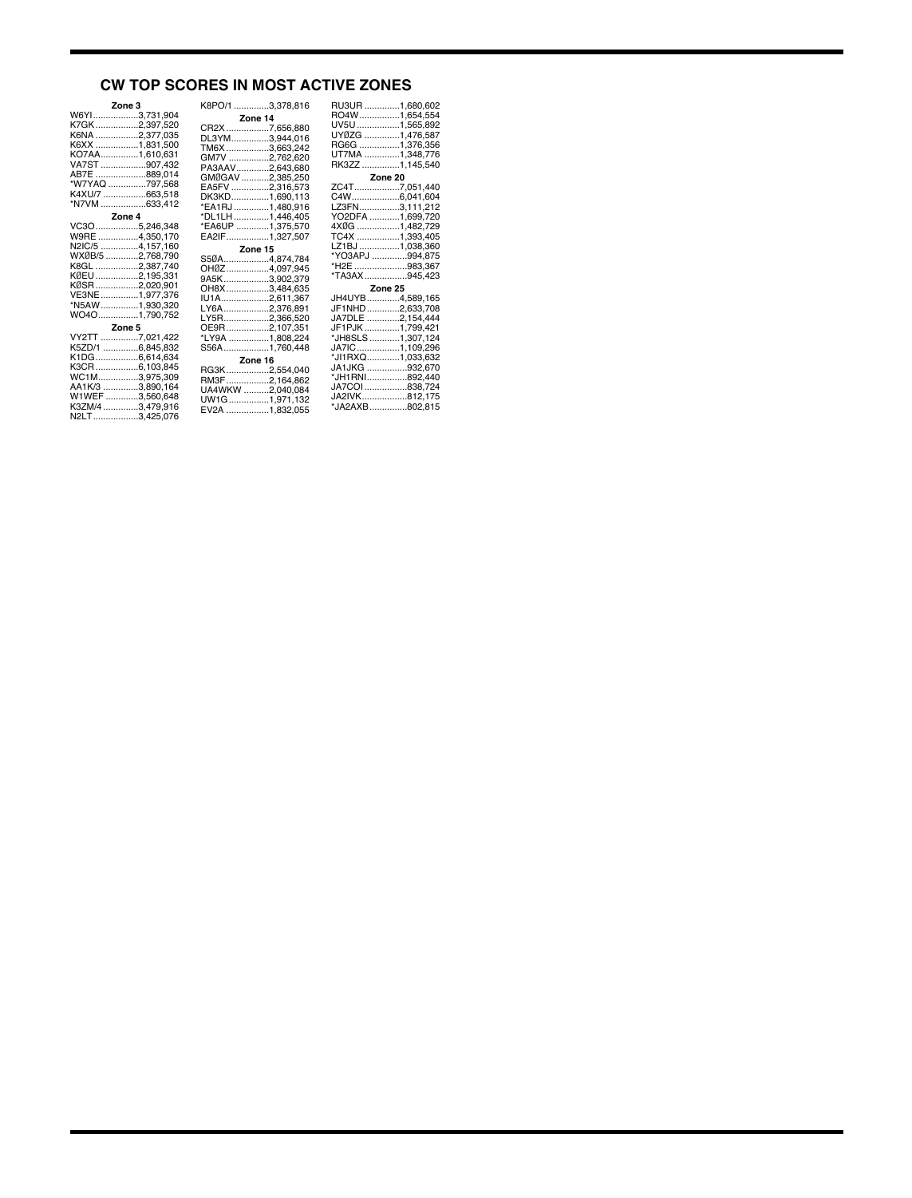## CW TOP SCORES IN MOST ACTIVE ZONES

**Zone 3**

W6YI 3,731,904
K7GK 2,397,520
K6NA 2,377,035
K6XX 1,831,500
KO7AA 1,610,631
VA7ST 907,432
AB7E 889,014
*W7YAQ 797,568
K4XU/7 663,518
*N7VM 633,412

**Zone 4**

VC3O 5,246,348
W9RE 4,350,170
N2IC/5 4,157,160
WXØB/5 2,768,790
K8GL 2,387,740
KØEU 2,195,331
KØSR 2,020,901
VE3NE 1,977,376
*N5AW 1,930,320
WO4O 1,790,752

**Zone 5**

VY2TT 7,021,422
K5ZD/1 6,845,832
K1DG 6,614,634
K3CR 6,103,845
WC1M 3,975,309
AA1K/3 3,890,164
W1WEF 3,560,648
K3ZM/4 3,479,916
N2LT 3,425,076
K8PO/1 3,378,816

**Zone 14**

CR2X 7,656,880
DL3YM 3,944,016
TM6X 3,663,242
GM7V 2,762,620
PA3AAV 2,643,680
GMØGAV 2,385,250
EA5FV 2,316,573
DK3KD 1,690,113
*EA1RJ 1,480,916
*DL1LH 1,446,405
*EA6UP 1,375,570
EA2IF 1,327,507

**Zone 15**

S5ØA 4,874,784
OHØZ 4,097,945
9A5K 3,902,379
OH8X 3,484,635
IU1A 2,611,367
LY6A 2,376,891
LY5R 2,366,520
OE9R 2,107,351
*LY9A 1,808,224
S56A 1,760,448

**Zone 16**

RG3K 2,554,040
RM3F 2,164,862
UA4WKW 2,040,084
UW1G 1,971,132
EV2A 1,832,055
RU3UR 1,680,602
RO4W 1,654,554
UV5U 1,565,892
UYØZG 1,476,587
RG6G 1,376,356
UT7MA 1,348,776
RK3ZZ 1,145,540

**Zone 20**

ZC4T 7,051,440
C4W 6,041,604
LZ3FN 3,111,212
YO2DFA 1,699,720
4XØG 1,482,729
TC4X 1,393,405
LZ1BJ 1,038,360
*YO3APJ 994,875
*H2E 983,367
*TA3AX 945,423

**Zone 25**

JH4UYB 4,589,165
JF1NHD 2,633,708
JA7DLE 2,154,444
JF1PJK 1,799,421
*JH8SLS 1,307,124
JA7IC 1,109,296
*JI1RXQ 1,033,632
JA1JKG 932,670
*JH1RNI 892,440
JA7COI 838,724
JA2IVK 812,175
*JA2AXB 802,815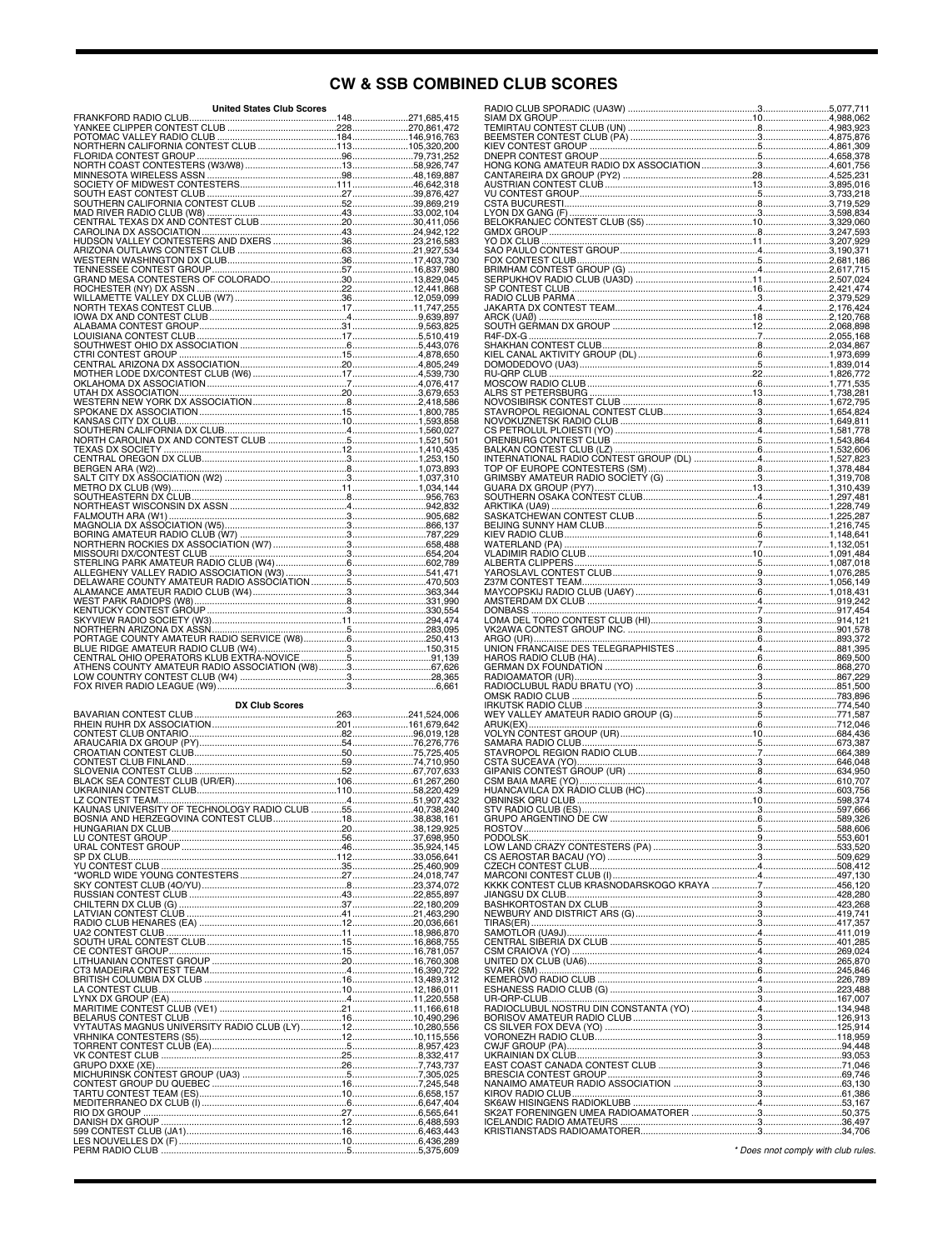# CW & SSB COMBINED CLUB SCORES

## United States Club Scores

| | | |
|---|---|---|
| FRANKFORD RADIO CLUB | 148 | 271,685,415 |
| YANKEE CLIPPER CONTEST CLUB | 228 | 270,861,472 |
| POTOMAC VALLEY RADIO CLUB | 184 | 146,916,763 |
| NORTHERN CALIFORNIA CONTEST CLUB | 113 | 105,320,200 |
| FLORIDA CONTEST GROUP | 96 | 79,731,252 |
| NORTH COAST CONTESTERS (W3/W8) | 13 | 58,926,747 |
| MINNESOTA WIRELESS ASSN | 98 | 48,169,887 |
| SOCIETY OF MIDWEST CONTESTERS | 111 | 46,642,318 |
| SOUTH EAST CONTEST CLUB | 27 | 39,876,427 |
| SOUTHERN CALIFORNIA CONTEST CLUB | 52 | 39,869,219 |
| MAD RIVER RADIO CLUB (W8) | 43 | 33,002,104 |
| CENTRAL TEXAS DX AND CONTEST CLUB | 20 | 30,411,056 |
| CAROLINA DX ASSOCIATION | 43 | 24,942,122 |
| HUDSON VALLEY CONTESTERS AND DXERS | 36 | 23,216,583 |
| ARIZONA OUTLAWS CONTEST CLUB | 63 | 21,927,534 |
| WESTERN WASHINGTON DX CLUB | 36 | 17,403,730 |
| TENNESSEE CONTEST GROUP | 57 | 16,837,980 |
| GRAND MESA CONTESTERS OF COLORADO | 30 | 13,829,045 |
| ROCHESTER (NY) DX ASSN | 22 | 12,441,868 |
| WILLAMETTE VALLEY DX CLUB (W7) | 36 | 12,059,099 |
| NORTH TEXAS CONTEST CLUB | 17 | 11,747,255 |
| IOWA DX AND CONTEST CLUB | 4 | 9,639,897 |
| ALABAMA CONTEST GROUP | 31 | 9,563,825 |
| LOUISIANA CONTEST CLUB | 17 | 5,510,419 |
| SOUTHWEST OHIO DX ASSOCIATION | 6 | 5,443,076 |
| CTRI CONTEST GROUP | 15 | 4,878,650 |
| CENTRAL ARIZONA DX ASSOCIATION | 20 | 4,805,249 |
| MOTHER LODE DX/CONTEST CLUB (W6) | 17 | 4,539,730 |
| OKLAHOMA DX ASSOCIATION | 7 | 4,076,417 |
| UTAH DX ASSOCIATION | 20 | 3,679,653 |
| WESTERN NEW YORK DX ASSOCIATION | 8 | 2,418,586 |
| SPOKANE DX ASSOCIATION | 15 | 1,800,785 |
| KANSAS CITY DX CLUB | 10 | 1,593,858 |
| SOUTHERN CALIFORNIA DX CLUB | 4 | 1,560,027 |
| NORTH CAROLINA DX AND CONTEST CLUB | 5 | 1,521,501 |
| TEXAS DX SOCIETY | 12 | 1,410,435 |
| CENTRAL OREGON DX CLUB | 3 | 1,253,150 |
| BERGEN ARA (W2) | 8 | 1,073,893 |
| SALT CITY DX ASSOCIATION (W2) | 3 | 1,037,310 |
| METRO DX CLUB (W9) | 11 | 1,034,144 |
| SOUTHEASTERN DX CLUB | 8 | 956,763 |
| NORTHEAST WISCONSIN DX ASSN | 4 | 942,832 |
| FALMOUTH ARA (W1) | 3 | 905,682 |
| MAGNOLIA DX ASSOCIATION (W5) | 3 | 866,137 |
| BORING AMATEUR RADIO CLUB (W7) | 3 | 787,229 |
| NORTHERN ROCKIES DX ASSOCIATION (W7) | 3 | 658,488 |
| MISSOURI DX/CONTEST CLUB | 3 | 654,204 |
| STERLING PARK AMATEUR RADIO CLUB (W4) | 6 | 602,789 |
| ALLEGHENY VALLEY RADIO ASSOCIATION (W3) | 3 | 541,471 |
| DELAWARE COUNTY AMATEUR RADIO ASSOCIATION | 5 | 470,503 |
| ALAMANCE AMATEUR RADIO CLUB (W4) | 3 | 363,344 |
| WEST PARK RADIOPS (W8) | 8 | 331,990 |
| KENTUCKY CONTEST GROUP | 3 | 330,554 |
| SKYVIEW RADIO SOCIETY (W3) | 11 | 294,474 |
| NORTHERN ARIZONA DX ASSN | 5 | 283,095 |
| PORTAGE COUNTY AMATEUR RADIO SERVICE (W8) | 6 | 250,413 |
| BLUE RIDGE AMATEUR RADIO CLUB (W4) | 3 | 150,315 |
| CENTRAL OHIO OPERATORS KLUB EXTRA-NOVICE | 5 | 91,139 |
| ATHENS COUNTY AMATEUR RADIO ASSOCIATION (W8) | 3 | 67,626 |
| LOW COUNTRY CONTEST CLUB (W4) | 3 | 28,365 |
| FOX RIVER RADIO LEAGUE (W9) | 3 | 6,661 |

## DX Club Scores

| | | |
|---|---|---|
| BAVARIAN CONTEST CLUB | 263 | 241,524,006 |
| RHEIN RUHR DX ASSOCIATION | 201 | 161,679,642 |
| CONTEST CLUB ONTARIO | 82 | 96,019,128 |
| ARAUCARIA DX GROUP (PY) | 54 | 76,276,776 |
| CROATIAN CONTEST CLUB | 50 | 75,725,405 |
| CONTEST CLUB FINLAND | 59 | 74,710,950 |
| SLOVENIA CONTEST CLUB | 52 | 67,707,633 |
| BLACK SEA CONTEST CLUB (UR/ER) | 106 | 61,267,260 |
| UKRAINIAN CONTEST CLUB | 110 | 58,220,429 |
| LZ CONTEST TEAM | 41 | 51,907,432 |
| KAUNAS UNIVERSITY OF TECHNOLOGY RADIO CLUB | 55 | 40,738,240 |
| BOSNIA AND HERZEGOVINA CONTEST CLUB | 18 | 38,838,161 |
| HUNGARIAN DX CLUB | 20 | 38,129,925 |
| LU CONTEST GROUP | 56 | 37,698,950 |
| URAL CONTEST GROUP | 46 | 35,924,145 |
| SP DX CLUB | 112 | 33,056,641 |
| YU CONTEST CLUB | 35 | 25,460,909 |
| *WORLD WIDE YOUNG CONTESTERS | 27 | 24,018,747 |
| SKY CONTEST CLUB (4O/YU) | 8 | 23,374,072 |
| RUSSIAN CONTEST CLUB | 43 | 22,855,897 |
| CHILTERN DX CLUB (G) | 37 | 22,180,209 |
| LATVIAN CONTEST CLUB | 41 | 21,463,290 |
| RADIO CLUB HENARES (EA) | 12 | 20,036,661 |
| UA2 CONTEST CLUB | 11 | 18,986,870 |
| SOUTH URAL CONTEST CLUB | 15 | 16,868,755 |
| CE CONTEST GROUP | 15 | 16,781,057 |
| LITHUANIAN CONTEST GROUP | 20 | 16,760,308 |
| CT3 MADEIRA CONTEST TEAM | 4 | 16,390,722 |
| BRITISH COLUMBIA DX CLUB | 16 | 13,489,312 |
| LA CONTEST CLUB | 10 | 12,186,011 |
| LYNX DX GROUP (EA) | 4 | 11,220,558 |
| MARITIME CONTEST CLUB (VE1) | 21 | 11,166,618 |
| BELARUS CONTEST CLUB | 16 | 10,490,296 |
| VYTAUTAS MAGNUS UNIVERSITY RADIO CLUB (LY) | 12 | 10,280,556 |
| VRHNIKA CONTESTERS (S5) | 12 | 10,115,556 |
| TORRENT CONTEST CLUB (EA) | 5 | 8,957,423 |
| VK CONTEST CLUB | 25 | 8,332,417 |
| GRUPO DXXE (XE) | 26 | 7,743,737 |
| MICHURINSK CONTEST GROUP (UA3) | 5 | 7,305,025 |
| CONTEST GROUP DU QUEBEC | 16 | 7,245,548 |
| TARTU CONTEST TEAM (ES) | 10 | 6,658,157 |
| MEDITERRANEO DX CLUB (I) | 6 | 6,647,404 |
| RIO DX GROUP | 27 | 6,565,641 |
| DANISH DX GROUP | 12 | 6,488,593 |
| 599 CONTEST CLUB (JA1) | 16 | 6,463,443 |
| LES NOUVELLES DX (F) | 10 | 6,436,289 |
| PERM RADIO CLUB | 5 | 5,375,609 |
| RADIO CLUB SPORADIC (UA3W) | 3 | 5,077,711 |
| SIAM DX GROUP | 10 | 4,988,062 |
| TEMIRTAU CONTEST CLUB (UN) | 8 | 4,983,923 |
| BEEMSTER CONTEST CLUB (PA) | 3 | 4,875,876 |
| KIEV CONTEST GROUP | 5 | 4,861,309 |
| DNEPR CONTEST GROUP | 5 | 4,658,378 |
| HONG KONG AMATEUR RADIO DX ASSOCIATION | 5 | 4,601,756 |
| CANTAREIRA DX GROUP (PY2) | 28 | 4,525,231 |
| AUSTRIAN CONTEST CLUB | 13 | 3,895,016 |
| VU CONTEST GROUP | 5 | 3,733,218 |
| CSTA BUCURESTI | 8 | 3,719,529 |
| LYON DX GANG (F) | 3 | 3,598,834 |
| BELOKRANJEC CONTEST CLUB (S5) | 10 | 3,329,060 |
| GMDX GROUP | 8 | 3,247,593 |
| YO DX CLUB | 11 | 3,207,929 |
| SAO PAULO CONTEST GROUP | 4 | 3,190,371 |
| FOX CONTEST CLUB | 5 | 2,681,186 |
| BRIMHAM CONTEST GROUP (G) | 4 | 2,617,715 |
| SERPUKHOV RADIO CLUB (UA3D) | 11 | 2,507,024 |
| SP CONTEST CLUB | 16 | 2,421,474 |
| RADIO CLUB PARMA | 3 | 2,379,529 |
| JAKARTA DX CONTEST TEAM | 4 | 2,176,424 |
| ARCK (UAØ) | 18 | 2,120,768 |
| SOUTH GERMAN DX GROUP | 12 | 2,068,898 |
| R4F-DX-G | 7 | 2,055,168 |
| SHAKHAN CONTEST CLUB | 8 | 2,034,867 |
| KIEL CANAL AKTIVITY GROUP (DL) | 6 | 1,973,699 |
| DOMODEDOVO (UA3) | 3 | 1,839,014 |
| RU-QRP CLUB | 22 | 1,826,772 |
| MOSCOW RADIO CLUB | 6 | 1,771,535 |
| ALRS ST PETERSBURG | 13 | 1,738,281 |
| NOVOSIBIRSK CONTEST CLUB | 8 | 1,672,795 |
| STAVROPOL REGIONAL CONTEST CLUB | 8 | 1,654,824 |
| NOVOKUZNETSK RADIO CLUB | 3 | 1,649,811 |
| CS PETROLUL PLOIESTI (YO) | 4 | 1,581,778 |
| ORENBURG CONTEST CLUB | 5 | 1,543,864 |
| BALKAN CONTEST CLUB (LZ) | 6 | 1,532,606 |
| INTERNATIONAL RADIO CONTEST GROUP (DL) | 4 | 1,527,823 |
| TOP OF EUROPE CONTESTERS (SM) | 8 | 1,378,484 |
| GRIMSBY AMATEUR RADIO SOCIETY (G) | 3 | 1,319,708 |
| GUARA DX GROUP (PY7) | 13 | 1,310,439 |
| SOUTHERN OSAKA CONTEST CLUB | 6 | 1,297,481 |
| ARKTIKA (UA9) | 4 | 1,228,749 |
| SASKATCHEWAN CONTEST CLUB | 3 | 1,225,287 |
| BEIJING SUNNY HAM CLUB | 5 | 1,216,745 |
| KIEV RADIO CLUB | 5 | 1,148,641 |
| WATERLAND (PA) | 3 | 1,132,051 |
| VLADIMIR RADIO CLUB | 10 | 1,091,484 |
| ALBERTA CLIPPERS | 5 | 1,087,018 |
| YAROSLAVL CONTEST CLUB | 9 | 1,076,285 |
| Z37M CONTEST TEAM | 8 | 1,056,149 |
| MAYCOPSKIJ RADIO CLUB (UA6Y) | 6 | 1,018,431 |
| AMSTERDAM DX CLUB | 4 | 919,242 |
| DONBASS | 7 | 917,454 |
| LOMA DEL TORO CONTEST CLUB (HI) | 3 | 914,121 |
| VK2AWA CONTEST GROUP INC. | 5 | 901,578 |
| ARGO (UR) | 6 | 893,372 |
| UNION FRANCAISE DES TELEGRAPHISTES | 4 | 881,395 |
| HAROS RADIO CLUB (HA) | 6 | 869,500 |
| GERMAN DX FOUNDATION | 6 | 868,270 |
| RADIOAMATOR (UR) | 6 | 867,229 |
| RADIOCLUBUL RADU BRATU (YO) | 3 | 851,500 |
| OMSK RADIO CLUB | 5 | 783,896 |
| IRKUTSK RADIO CLUB | 3 | 774,540 |
| WEY VALLEY AMATEUR RADIO GROUP (G) | 3 | 771,587 |
| ARUK(EX) | 6 | 712,046 |
| VOLYN CONTEST GROUP (UR) | 10 | 684,436 |
| SAMARA RADIO CLUB | 5 | 673,387 |
| STAVROPOL REGION RADIO CLUB | 7 | 664,389 |
| CSTA SUCEAVA (YO) | 3 | 646,048 |
| GIPANIS CONTEST GROUP (UR) | 8 | 634,950 |
| CSM BAIA MARE (YO) | 3 | 610,707 |
| HUANCAVILCA DX RADIO CLUB (HC) | 3 | 603,756 |
| OBNINSK QRU CLUB | 10 | 598,374 |
| STV RADIO CLUB (ES) | 3 | 597,666 |
| GRUPO ARGENTINO DE CW | 3 | 589,326 |
| ROSTOV | 5 | 588,606 |
| PODOLSK | 9 | 553,601 |
| LOW LAND CRAZY CONTESTERS (PA) | 3 | 533,520 |
| CS AEROSTAR BACAU (YO) | 3 | 509,629 |
| CZECH CONTEST CLUB | 4 | 508,412 |
| MARCONI CONTEST CLUB (I) | 4 | 497,130 |
| KKKK CONTEST CLUB KRASNODARSKOGO KRAYA | 7 | 456,120 |
| JIANGSU DX CLUB | 3 | 428,280 |
| BASHKORTOSTAN DX CLUB | 3 | 423,268 |
| NEWBURY AND DISTRICT ARS (G) | 3 | 419,741 |
| TIRAS(ER) | 3 | 417,357 |
| SAMOTLOR (UA9J) | 3 | 411,019 |
| CENTRAL SIBERIA DX CLUB | 5 | 401,285 |
| CSM CRAIOVA (YO) | 4 | 269,024 |
| UNITED DX CLUB (UA6) | 3 | 265,870 |
| SVARK (SM) | 6 | 245,846 |
| KEMEROVO RADIO CLUB | 4 | 226,789 |
| ESHANESS RADIO CLUB (G) | 3 | 223,488 |
| UR-QRP-CLUB | 3 | 167,007 |
| RADIOCLUBUL NOSTRU DIN CONSTANTA (YO) | 4 | 134,948 |
| BORISOV AMATEUR RADIO CLUB | 3 | 126,913 |
| CS SILVER FOX DEVA (YO) | 3 | 125,914 |
| VORONEZH RADIO CLUB | 3 | 118,959 |
| CWJF GROUP (PA) | 3 | 94,448 |
| UKRAINIAN DX CLUB | 3 | 93,053 |
| EAST COAST CANADA CONTEST CLUB | 3 | 71,046 |
| BRESCIA CONTEST GROUP | 3 | 69,746 |
| NANAIMO AMATEUR RADIO ASSOCIATION | 3 | 63,130 |
| KIROV RADIO CLUB | 3 | 61,386 |
| SK6AW HISINGENS RADIOKLUBB | 4 | 53,167 |
| SK2AT FORENINGEN UMEA RADIOAMATORER | 3 | 50,375 |
| ICELANDIC RADIO AMATEURS | 3 | 36,497 |
| KRISTIANSTADS RADIOAMATORER | 3 | 34,706 |

*\* Does nnot comply with club rules.*